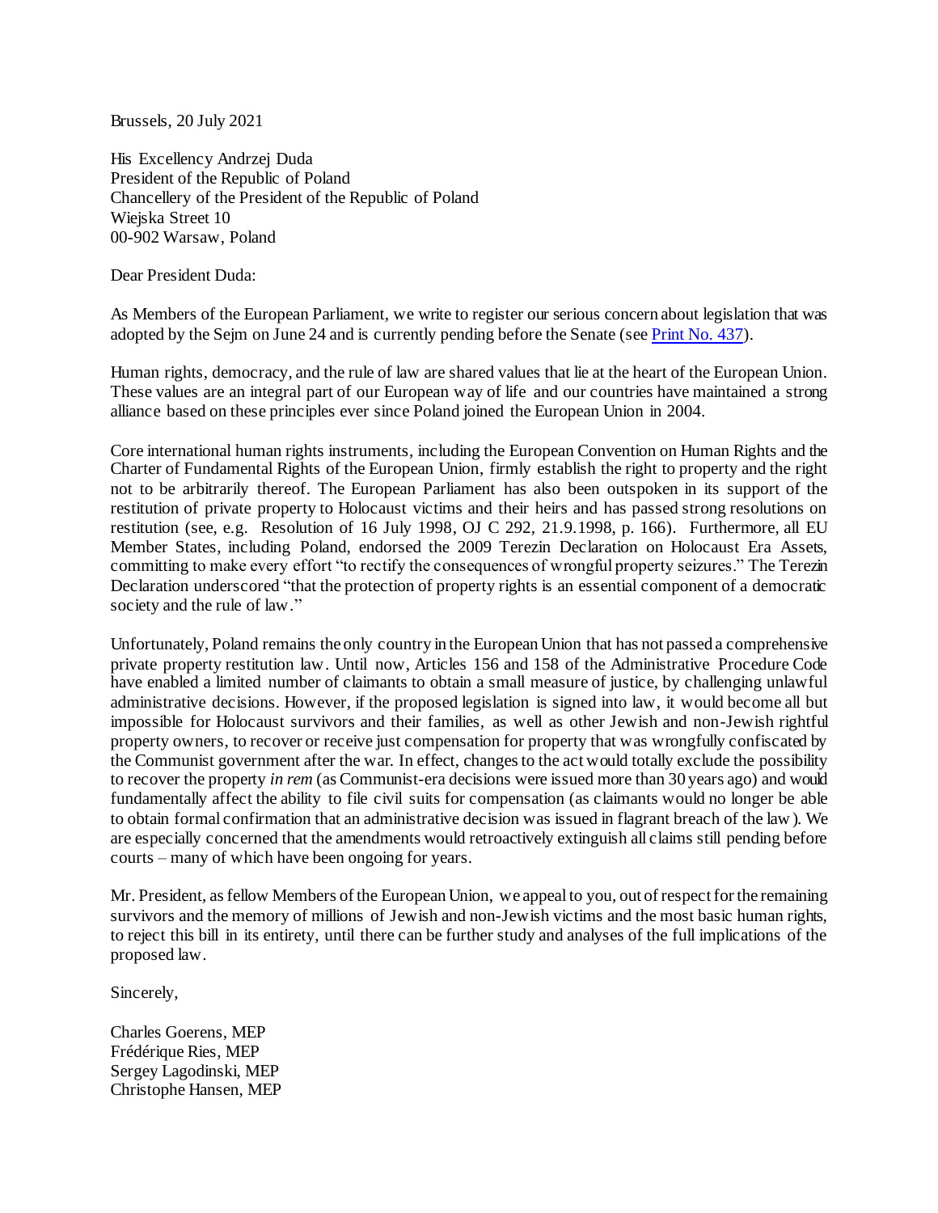Brussels, 20 July 2021

His Excellency Andrzej Duda
President of the Republic of Poland
Chancellery of the President of the Republic of Poland
Wiejska Street 10
00-902 Warsaw, Poland

Dear President Duda:

As Members of the European Parliament, we write to register our serious concern about legislation that was adopted by the Sejm on June 24 and is currently pending before the Senate (see Print No. 437).

Human rights, democracy, and the rule of law are shared values that lie at the heart of the European Union. These values are an integral part of our European way of life and our countries have maintained a strong alliance based on these principles ever since Poland joined the European Union in 2004.

Core international human rights instruments, including the European Convention on Human Rights and the Charter of Fundamental Rights of the European Union, firmly establish the right to property and the right not to be arbitrarily thereof. The European Parliament has also been outspoken in its support of the restitution of private property to Holocaust victims and their heirs and has passed strong resolutions on restitution (see, e.g. Resolution of 16 July 1998, OJ C 292, 21.9.1998, p. 166). Furthermore, all EU Member States, including Poland, endorsed the 2009 Terezin Declaration on Holocaust Era Assets, committing to make every effort "to rectify the consequences of wrongful property seizures." The Terezin Declaration underscored "that the protection of property rights is an essential component of a democratic society and the rule of law."

Unfortunately, Poland remains the only country in the European Union that has not passed a comprehensive private property restitution law. Until now, Articles 156 and 158 of the Administrative Procedure Code have enabled a limited number of claimants to obtain a small measure of justice, by challenging unlawful administrative decisions. However, if the proposed legislation is signed into law, it would become all but impossible for Holocaust survivors and their families, as well as other Jewish and non-Jewish rightful property owners, to recover or receive just compensation for property that was wrongfully confiscated by the Communist government after the war. In effect, changes to the act would totally exclude the possibility to recover the property *in rem* (as Communist-era decisions were issued more than 30 years ago) and would fundamentally affect the ability to file civil suits for compensation (as claimants would no longer be able to obtain formal confirmation that an administrative decision was issued in flagrant breach of the law). We are especially concerned that the amendments would retroactively extinguish all claims still pending before courts – many of which have been ongoing for years.

Mr. President, as fellow Members of the European Union, we appeal to you, out of respect for the remaining survivors and the memory of millions of Jewish and non-Jewish victims and the most basic human rights, to reject this bill in its entirety, until there can be further study and analyses of the full implications of the proposed law.

Sincerely,

Charles Goerens, MEP
Frédérique Ries, MEP
Sergey Lagodinski, MEP
Christophe Hansen, MEP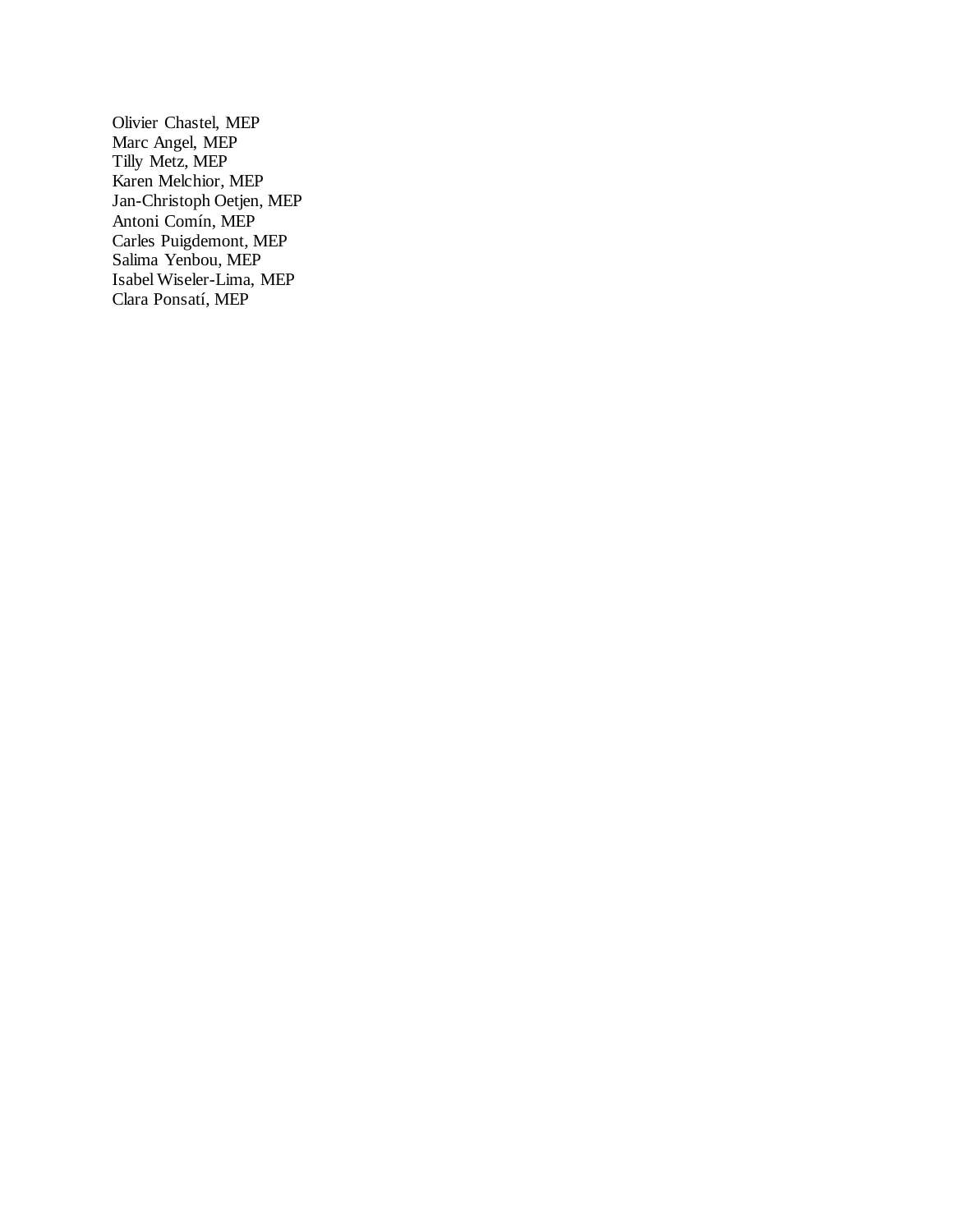Olivier Chastel, MEP  
Marc Angel, MEP  
Tilly Metz, MEP  
Karen Melchior, MEP  
Jan-Christoph Oetjen, MEP  
Antoni Comín, MEP  
Carles Puigdemont, MEP  
Salima Yenbou, MEP  
Isabel Wiseler-Lima, MEP  
Clara Ponsatí, MEP